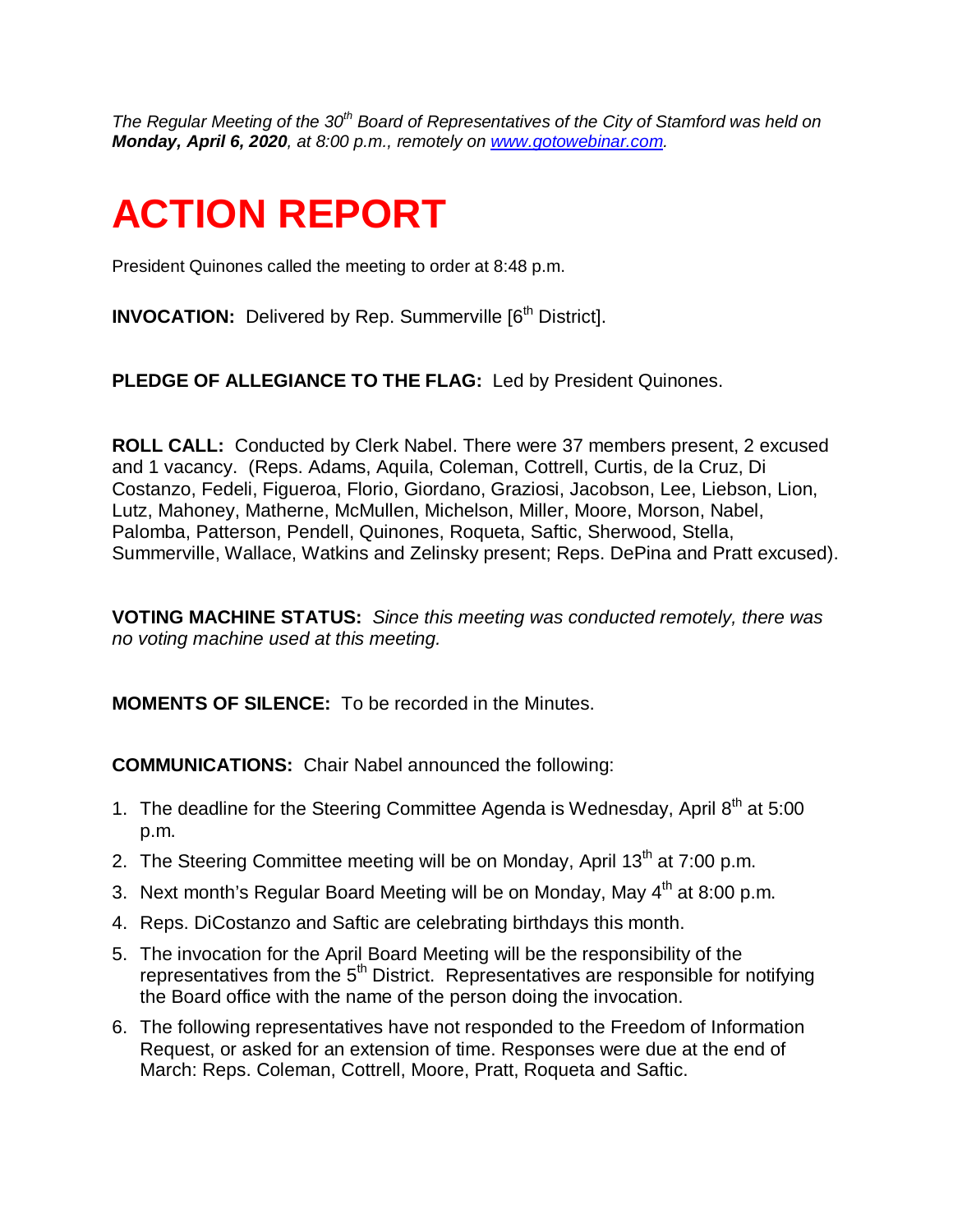*The Regular Meeting of the 30th Board of Representatives of the City of Stamford was held on **Monday, April 6, 2020**, at 8:00 p.m., remotely on [www.gotowebinar.com](www.gotowebinar.com).*

# ACTION REPORT

President Quinones called the meeting to order at 8:48 p.m.

**INVOCATION:** Delivered by Rep. Summerville [6th District].

**PLEDGE OF ALLEGIANCE TO THE FLAG:** Led by President Quinones.

**ROLL CALL:** Conducted by Clerk Nabel. There were 37 members present, 2 excused and 1 vacancy. (Reps. Adams, Aquila, Coleman, Cottrell, Curtis, de la Cruz, Di Costanzo, Fedeli, Figueroa, Florio, Giordano, Graziosi, Jacobson, Lee, Liebson, Lion, Lutz, Mahoney, Matherne, McMullen, Michelson, Miller, Moore, Morson, Nabel, Palomba, Patterson, Pendell, Quinones, Roqueta, Saftic, Sherwood, Stella, Summerville, Wallace, Watkins and Zelinsky present; Reps. DePina and Pratt excused).

**VOTING MACHINE STATUS:** *Since this meeting was conducted remotely, there was no voting machine used at this meeting.*

**MOMENTS OF SILENCE:** To be recorded in the Minutes.

**COMMUNICATIONS:** Chair Nabel announced the following:

1. The deadline for the Steering Committee Agenda is Wednesday, April 8th at 5:00 p.m.
2. The Steering Committee meeting will be on Monday, April 13th at 7:00 p.m.
3. Next month's Regular Board Meeting will be on Monday, May 4th at 8:00 p.m.
4. Reps. DiCostanzo and Saftic are celebrating birthdays this month.
5. The invocation for the April Board Meeting will be the responsibility of the representatives from the 5th District. Representatives are responsible for notifying the Board office with the name of the person doing the invocation.
6. The following representatives have not responded to the Freedom of Information Request, or asked for an extension of time. Responses were due at the end of March: Reps. Coleman, Cottrell, Moore, Pratt, Roqueta and Saftic.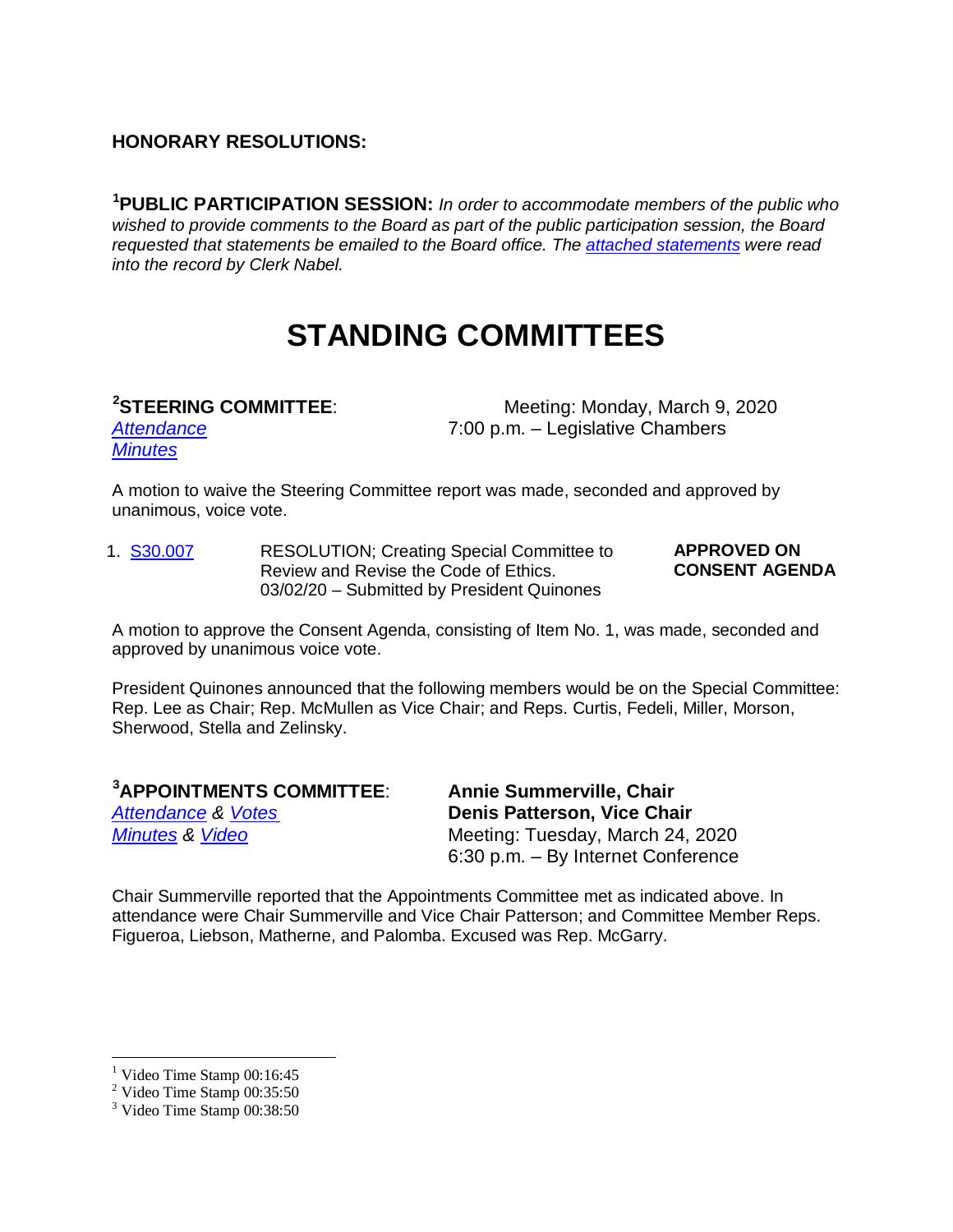**HONORARY RESOLUTIONS:**

[1]**PUBLIC PARTICIPATION SESSION:** *In order to accommodate members of the public who wished to provide comments to the Board as part of the public participation session, the Board requested that statements be emailed to the Board office. The attached statements were read into the record by Clerk Nabel.*

# STANDING COMMITTEES

[2]**STEERING COMMITTEE**:
*Attendance*
*Minutes*

Meeting: Monday, March 9, 2020
7:00 p.m. – Legislative Chambers

A motion to waive the Steering Committee report was made, seconded and approved by unanimous, voice vote.

1. S30.007 — RESOLUTION; Creating Special Committee to Review and Revise the Code of Ethics. 03/02/20 – Submitted by President Quinones — **APPROVED ON CONSENT AGENDA**

A motion to approve the Consent Agenda, consisting of Item No. 1, was made, seconded and approved by unanimous voice vote.

President Quinones announced that the following members would be on the Special Committee: Rep. Lee as Chair; Rep. McMullen as Vice Chair; and Reps. Curtis, Fedeli, Miller, Morson, Sherwood, Stella and Zelinsky.

[3]**APPOINTMENTS COMMITTEE**:
*Attendance* & *Votes*
*Minutes* & *Video*

**Annie Summerville, Chair**
**Denis Patterson, Vice Chair**
Meeting: Tuesday, March 24, 2020
6:30 p.m. – By Internet Conference

Chair Summerville reported that the Appointments Committee met as indicated above. In attendance were Chair Summerville and Vice Chair Patterson; and Committee Member Reps. Figueroa, Liebson, Matherne, and Palomba. Excused was Rep. McGarry.

---

[1] Video Time Stamp 00:16:45
[2] Video Time Stamp 00:35:50
[3] Video Time Stamp 00:38:50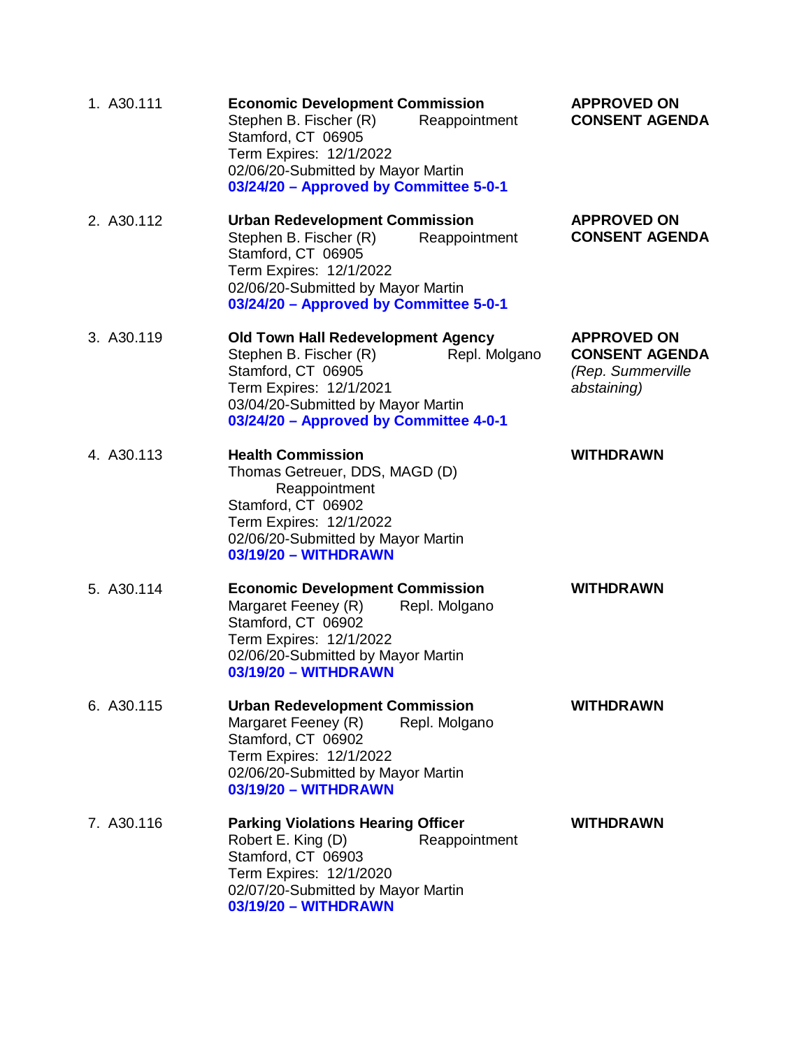1. A30.111

   **Economic Development Commission**
   Stephen B. Fischer (R) Reappointment
   Stamford, CT 06905
   Term Expires: 12/1/2022
   02/06/20-Submitted by Mayor Martin
   **03/24/20 – Approved by Committee 5-0-1**

   **APPROVED ON CONSENT AGENDA**

2. A30.112

   **Urban Redevelopment Commission**
   Stephen B. Fischer (R) Reappointment
   Stamford, CT 06905
   Term Expires: 12/1/2022
   02/06/20-Submitted by Mayor Martin
   **03/24/20 – Approved by Committee 5-0-1**

   **APPROVED ON CONSENT AGENDA**

3. A30.119

   **Old Town Hall Redevelopment Agency**
   Stephen B. Fischer (R) Repl. Molgano
   Stamford, CT 06905
   Term Expires: 12/1/2021
   03/04/20-Submitted by Mayor Martin
   **03/24/20 – Approved by Committee 4-0-1**

   **APPROVED ON CONSENT AGENDA**
   *(Rep. Summerville abstaining)*

4. A30.113

   **Health Commission**
   Thomas Getreuer, DDS, MAGD (D)
   Reappointment
   Stamford, CT 06902
   Term Expires: 12/1/2022
   02/06/20-Submitted by Mayor Martin
   **03/19/20 – WITHDRAWN**

   **WITHDRAWN**

5. A30.114

   **Economic Development Commission**
   Margaret Feeney (R) Repl. Molgano
   Stamford, CT 06902
   Term Expires: 12/1/2022
   02/06/20-Submitted by Mayor Martin
   **03/19/20 – WITHDRAWN**

   **WITHDRAWN**

6. A30.115

   **Urban Redevelopment Commission**
   Margaret Feeney (R) Repl. Molgano
   Stamford, CT 06902
   Term Expires: 12/1/2022
   02/06/20-Submitted by Mayor Martin
   **03/19/20 – WITHDRAWN**

   **WITHDRAWN**

7. A30.116

   **Parking Violations Hearing Officer**
   Robert E. King (D) Reappointment
   Stamford, CT 06903
   Term Expires: 12/1/2020
   02/07/20-Submitted by Mayor Martin
   **03/19/20 – WITHDRAWN**

   **WITHDRAWN**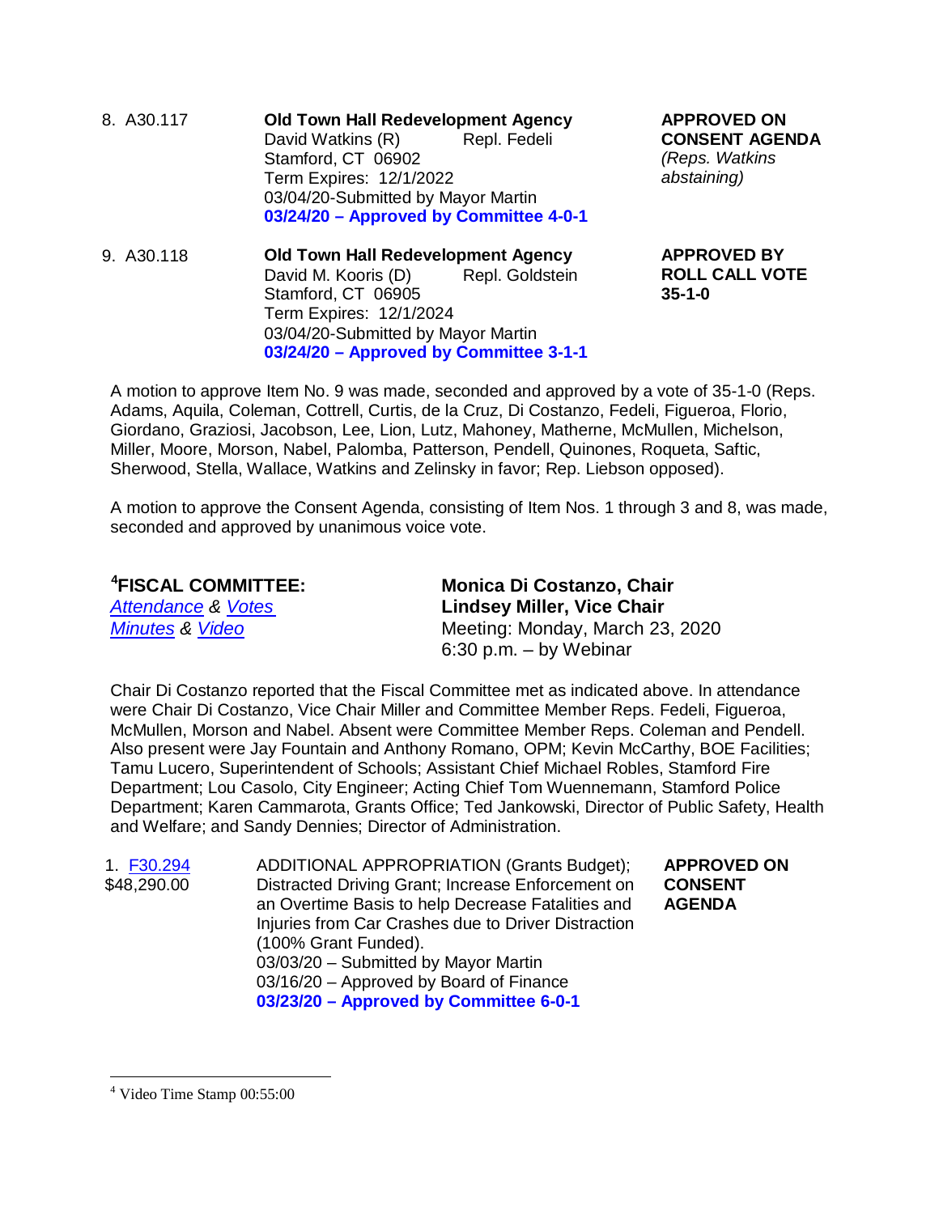| | | | |
|---|---|---|---|
| 8. A30.117 | **Old Town Hall Redevelopment Agency**<br>David Watkins (R) Repl. Fedeli<br>Stamford, CT 06902<br>Term Expires: 12/1/2022<br>03/04/20-Submitted by Mayor Martin<br>**03/24/20 – Approved by Committee 4-0-1** | **APPROVED ON CONSENT AGENDA**<br>*(Reps. Watkins abstaining)* |
| 9. A30.118 | **Old Town Hall Redevelopment Agency**<br>David M. Kooris (D) Repl. Goldstein<br>Stamford, CT 06905<br>Term Expires: 12/1/2024<br>03/04/20-Submitted by Mayor Martin<br>**03/24/20 – Approved by Committee 3-1-1** | **APPROVED BY ROLL CALL VOTE 35-1-0** |

A motion to approve Item No. 9 was made, seconded and approved by a vote of 35-1-0 (Reps. Adams, Aquila, Coleman, Cottrell, Curtis, de la Cruz, Di Costanzo, Fedeli, Figueroa, Florio, Giordano, Graziosi, Jacobson, Lee, Lion, Lutz, Mahoney, Matherne, McMullen, Michelson, Miller, Moore, Morson, Nabel, Palomba, Patterson, Pendell, Quinones, Roqueta, Saftic, Sherwood, Stella, Wallace, Watkins and Zelinsky in favor; Rep. Liebson opposed).

A motion to approve the Consent Agenda, consisting of Item Nos. 1 through 3 and 8, was made, seconded and approved by unanimous voice vote.

## [4]FISCAL COMMITTEE:

*Attendance* & *Votes*
*Minutes* & *Video*

**Monica Di Costanzo, Chair**
**Lindsey Miller, Vice Chair**
Meeting: Monday, March 23, 2020
6:30 p.m. – by Webinar

Chair Di Costanzo reported that the Fiscal Committee met as indicated above. In attendance were Chair Di Costanzo, Vice Chair Miller and Committee Member Reps. Fedeli, Figueroa, McMullen, Morson and Nabel. Absent were Committee Member Reps. Coleman and Pendell. Also present were Jay Fountain and Anthony Romano, OPM; Kevin McCarthy, BOE Facilities; Tamu Lucero, Superintendent of Schools; Assistant Chief Michael Robles, Stamford Fire Department; Lou Casolo, City Engineer; Acting Chief Tom Wuennemann, Stamford Police Department; Karen Cammarota, Grants Office; Ted Jankowski, Director of Public Safety, Health and Welfare; and Sandy Dennies; Director of Administration.

| | | |
|---|---|---|
| 1. F30.294<br>$48,290.00 | ADDITIONAL APPROPRIATION (Grants Budget); Distracted Driving Grant; Increase Enforcement on an Overtime Basis to help Decrease Fatalities and Injuries from Car Crashes due to Driver Distraction (100% Grant Funded).<br>03/03/20 – Submitted by Mayor Martin<br>03/16/20 – Approved by Board of Finance<br>**03/23/20 – Approved by Committee 6-0-1** | **APPROVED ON CONSENT AGENDA** |

[4] Video Time Stamp 00:55:00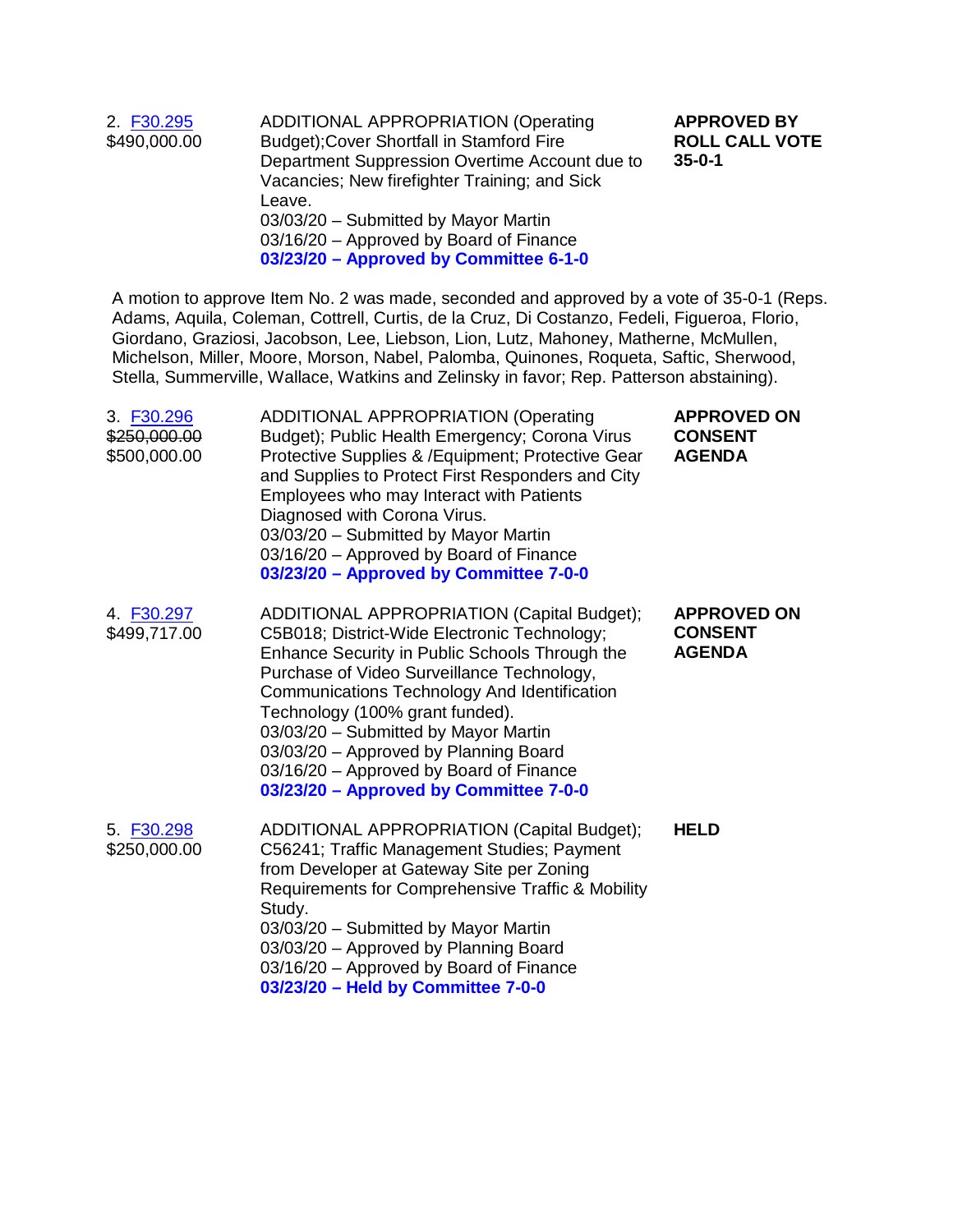| | | |
|---|---|---|
| 2. F30.295<br>$490,000.00 | ADDITIONAL APPROPRIATION (Operating Budget);Cover Shortfall in Stamford Fire Department Suppression Overtime Account due to Vacancies; New firefighter Training; and Sick Leave.<br>03/03/20 – Submitted by Mayor Martin<br>03/16/20 – Approved by Board of Finance<br>**03/23/20 – Approved by Committee 6-1-0** | **APPROVED BY ROLL CALL VOTE 35-0-1** |

A motion to approve Item No. 2 was made, seconded and approved by a vote of 35-0-1 (Reps. Adams, Aquila, Coleman, Cottrell, Curtis, de la Cruz, Di Costanzo, Fedeli, Figueroa, Florio, Giordano, Graziosi, Jacobson, Lee, Liebson, Lion, Lutz, Mahoney, Matherne, McMullen, Michelson, Miller, Moore, Morson, Nabel, Palomba, Quinones, Roqueta, Saftic, Sherwood, Stella, Summerville, Wallace, Watkins and Zelinsky in favor; Rep. Patterson abstaining).

| | | |
|---|---|---|
| 3. F30.296<br>~~$250,000.00~~<br>$500,000.00 | ADDITIONAL APPROPRIATION (Operating Budget); Public Health Emergency; Corona Virus Protective Supplies & /Equipment; Protective Gear and Supplies to Protect First Responders and City Employees who may Interact with Patients Diagnosed with Corona Virus.<br>03/03/20 – Submitted by Mayor Martin<br>03/16/20 – Approved by Board of Finance<br>**03/23/20 – Approved by Committee 7-0-0** | **APPROVED ON CONSENT AGENDA** |
| 4. F30.297<br>$499,717.00 | ADDITIONAL APPROPRIATION (Capital Budget); C5B018; District-Wide Electronic Technology; Enhance Security in Public Schools Through the Purchase of Video Surveillance Technology, Communications Technology And Identification Technology (100% grant funded).<br>03/03/20 – Submitted by Mayor Martin<br>03/03/20 – Approved by Planning Board<br>03/16/20 – Approved by Board of Finance<br>**03/23/20 – Approved by Committee 7-0-0** | **APPROVED ON CONSENT AGENDA** |
| 5. F30.298<br>$250,000.00 | ADDITIONAL APPROPRIATION (Capital Budget); C56241; Traffic Management Studies; Payment from Developer at Gateway Site per Zoning Requirements for Comprehensive Traffic & Mobility Study.<br>03/03/20 – Submitted by Mayor Martin<br>03/03/20 – Approved by Planning Board<br>03/16/20 – Approved by Board of Finance<br>**03/23/20 – Held by Committee 7-0-0** | **HELD** |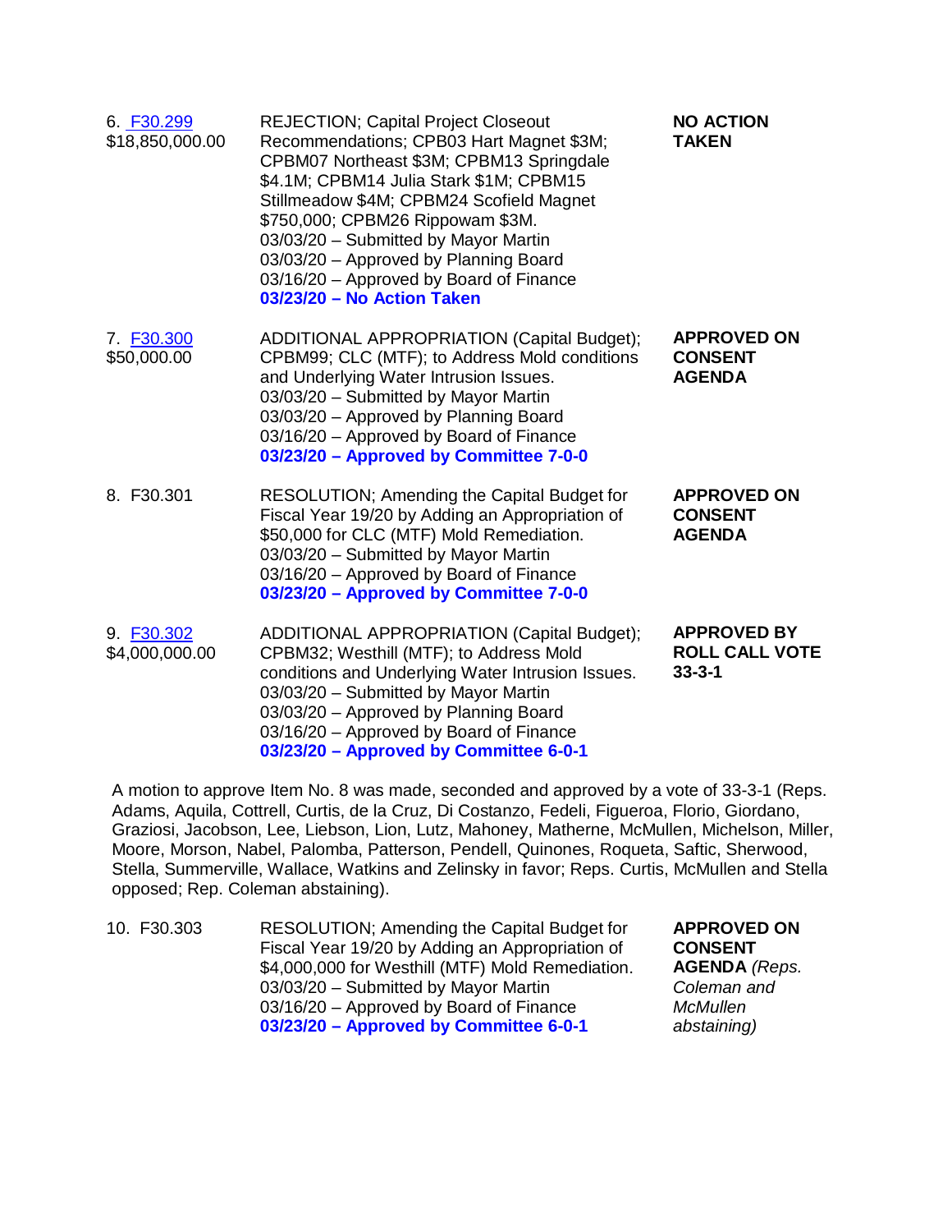| | | |
|---|---|---|
| 6. F30.299<br>$18,850,000.00 | REJECTION; Capital Project Closeout Recommendations; CPB03 Hart Magnet $3M; CPBM07 Northeast $3M; CPBM13 Springdale $4.1M; CPBM14 Julia Stark $1M; CPBM15 Stillmeadow $4M; CPBM24 Scofield Magnet $750,000; CPBM26 Rippowam $3M.<br>03/03/20 – Submitted by Mayor Martin<br>03/03/20 – Approved by Planning Board<br>03/16/20 – Approved by Board of Finance<br>**03/23/20 – No Action Taken** | **NO ACTION TAKEN** |
| 7. F30.300<br>$50,000.00 | ADDITIONAL APPROPRIATION (Capital Budget); CPBM99; CLC (MTF); to Address Mold conditions and Underlying Water Intrusion Issues.<br>03/03/20 – Submitted by Mayor Martin<br>03/03/20 – Approved by Planning Board<br>03/16/20 – Approved by Board of Finance<br>**03/23/20 – Approved by Committee 7-0-0** | **APPROVED ON CONSENT AGENDA** |
| 8. F30.301 | RESOLUTION; Amending the Capital Budget for Fiscal Year 19/20 by Adding an Appropriation of $50,000 for CLC (MTF) Mold Remediation.<br>03/03/20 – Submitted by Mayor Martin<br>03/16/20 – Approved by Board of Finance<br>**03/23/20 – Approved by Committee 7-0-0** | **APPROVED ON CONSENT AGENDA** |
| 9. F30.302<br>$4,000,000.00 | ADDITIONAL APPROPRIATION (Capital Budget); CPBM32; Westhill (MTF); to Address Mold conditions and Underlying Water Intrusion Issues.<br>03/03/20 – Submitted by Mayor Martin<br>03/03/20 – Approved by Planning Board<br>03/16/20 – Approved by Board of Finance<br>**03/23/20 – Approved by Committee 6-0-1** | **APPROVED BY ROLL CALL VOTE 33-3-1** |

A motion to approve Item No. 8 was made, seconded and approved by a vote of 33-3-1 (Reps. Adams, Aquila, Cottrell, Curtis, de la Cruz, Di Costanzo, Fedeli, Figueroa, Florio, Giordano, Graziosi, Jacobson, Lee, Liebson, Lion, Lutz, Mahoney, Matherne, McMullen, Michelson, Miller, Moore, Morson, Nabel, Palomba, Patterson, Pendell, Quinones, Roqueta, Saftic, Sherwood, Stella, Summerville, Wallace, Watkins and Zelinsky in favor; Reps. Curtis, McMullen and Stella opposed; Rep. Coleman abstaining).

| | | |
|---|---|---|
| 10. F30.303 | RESOLUTION; Amending the Capital Budget for Fiscal Year 19/20 by Adding an Appropriation of $4,000,000 for Westhill (MTF) Mold Remediation.<br>03/03/20 – Submitted by Mayor Martin<br>03/16/20 – Approved by Board of Finance<br>**03/23/20 – Approved by Committee 6-0-1** | **APPROVED ON CONSENT AGENDA** *(Reps. Coleman and McMullen abstaining)* |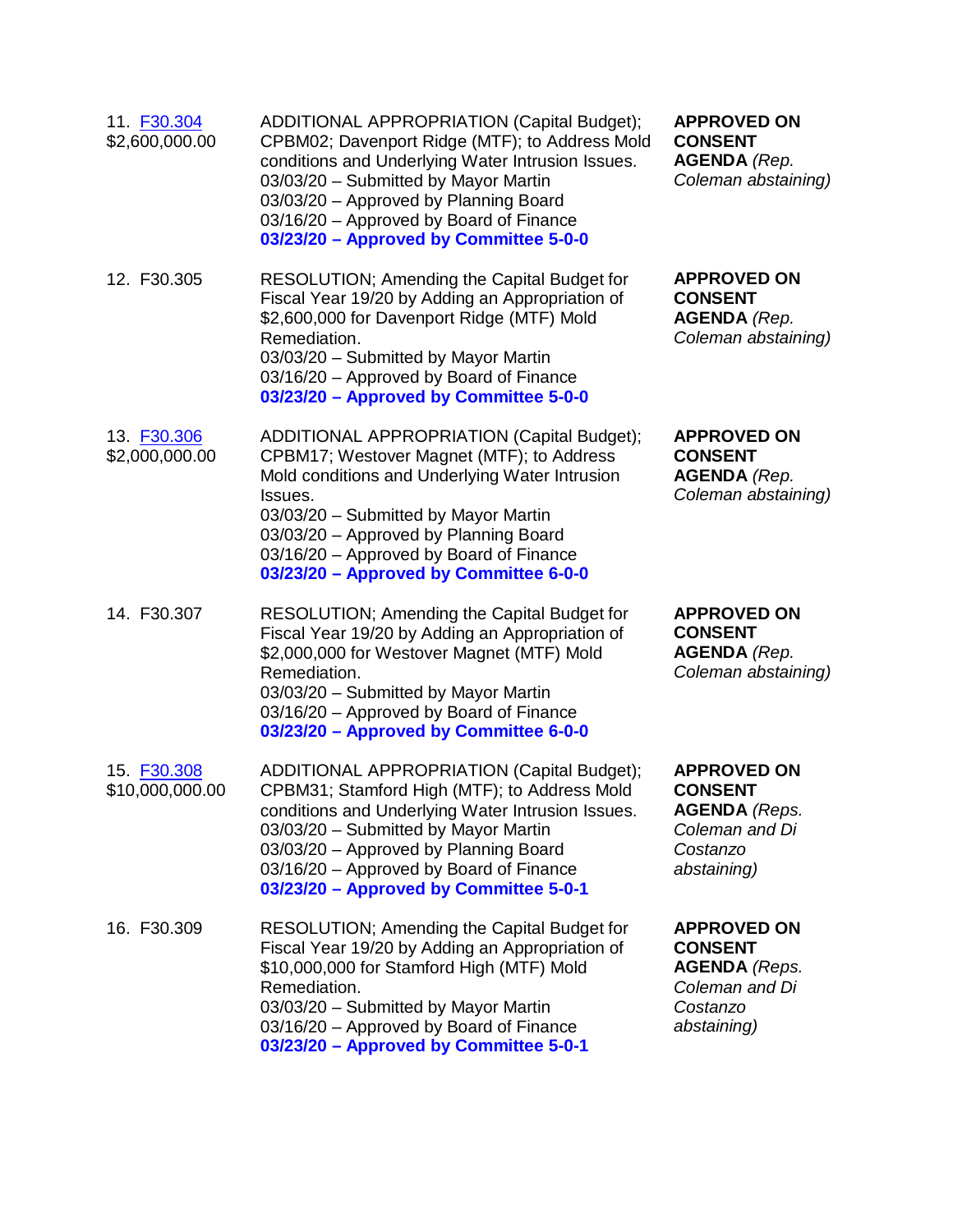| | | |
|---|---|---|
| 11. F30.304<br>$2,600,000.00 | ADDITIONAL APPROPRIATION (Capital Budget); CPBM02; Davenport Ridge (MTF); to Address Mold conditions and Underlying Water Intrusion Issues.<br>03/03/20 – Submitted by Mayor Martin<br>03/03/20 – Approved by Planning Board<br>03/16/20 – Approved by Board of Finance<br>**03/23/20 – Approved by Committee 5-0-0** | **APPROVED ON CONSENT AGENDA** *(Rep. Coleman abstaining)* |
| 12. F30.305 | RESOLUTION; Amending the Capital Budget for Fiscal Year 19/20 by Adding an Appropriation of $2,600,000 for Davenport Ridge (MTF) Mold Remediation.<br>03/03/20 – Submitted by Mayor Martin<br>03/16/20 – Approved by Board of Finance<br>**03/23/20 – Approved by Committee 5-0-0** | **APPROVED ON CONSENT AGENDA** *(Rep. Coleman abstaining)* |
| 13. F30.306<br>$2,000,000.00 | ADDITIONAL APPROPRIATION (Capital Budget); CPBM17; Westover Magnet (MTF); to Address Mold conditions and Underlying Water Intrusion Issues.<br>03/03/20 – Submitted by Mayor Martin<br>03/03/20 – Approved by Planning Board<br>03/16/20 – Approved by Board of Finance<br>**03/23/20 – Approved by Committee 6-0-0** | **APPROVED ON CONSENT AGENDA** *(Rep. Coleman abstaining)* |
| 14. F30.307 | RESOLUTION; Amending the Capital Budget for Fiscal Year 19/20 by Adding an Appropriation of $2,000,000 for Westover Magnet (MTF) Mold Remediation.<br>03/03/20 – Submitted by Mayor Martin<br>03/16/20 – Approved by Board of Finance<br>**03/23/20 – Approved by Committee 6-0-0** | **APPROVED ON CONSENT AGENDA** *(Rep. Coleman abstaining)* |
| 15. F30.308<br>$10,000,000.00 | ADDITIONAL APPROPRIATION (Capital Budget); CPBM31; Stamford High (MTF); to Address Mold conditions and Underlying Water Intrusion Issues.<br>03/03/20 – Submitted by Mayor Martin<br>03/03/20 – Approved by Planning Board<br>03/16/20 – Approved by Board of Finance<br>**03/23/20 – Approved by Committee 5-0-1** | **APPROVED ON CONSENT AGENDA** *(Reps. Coleman and Di Costanzo abstaining)* |
| 16. F30.309 | RESOLUTION; Amending the Capital Budget for Fiscal Year 19/20 by Adding an Appropriation of $10,000,000 for Stamford High (MTF) Mold Remediation.<br>03/03/20 – Submitted by Mayor Martin<br>03/16/20 – Approved by Board of Finance<br>**03/23/20 – Approved by Committee 5-0-1** | **APPROVED ON CONSENT AGENDA** *(Reps. Coleman and Di Costanzo abstaining)* |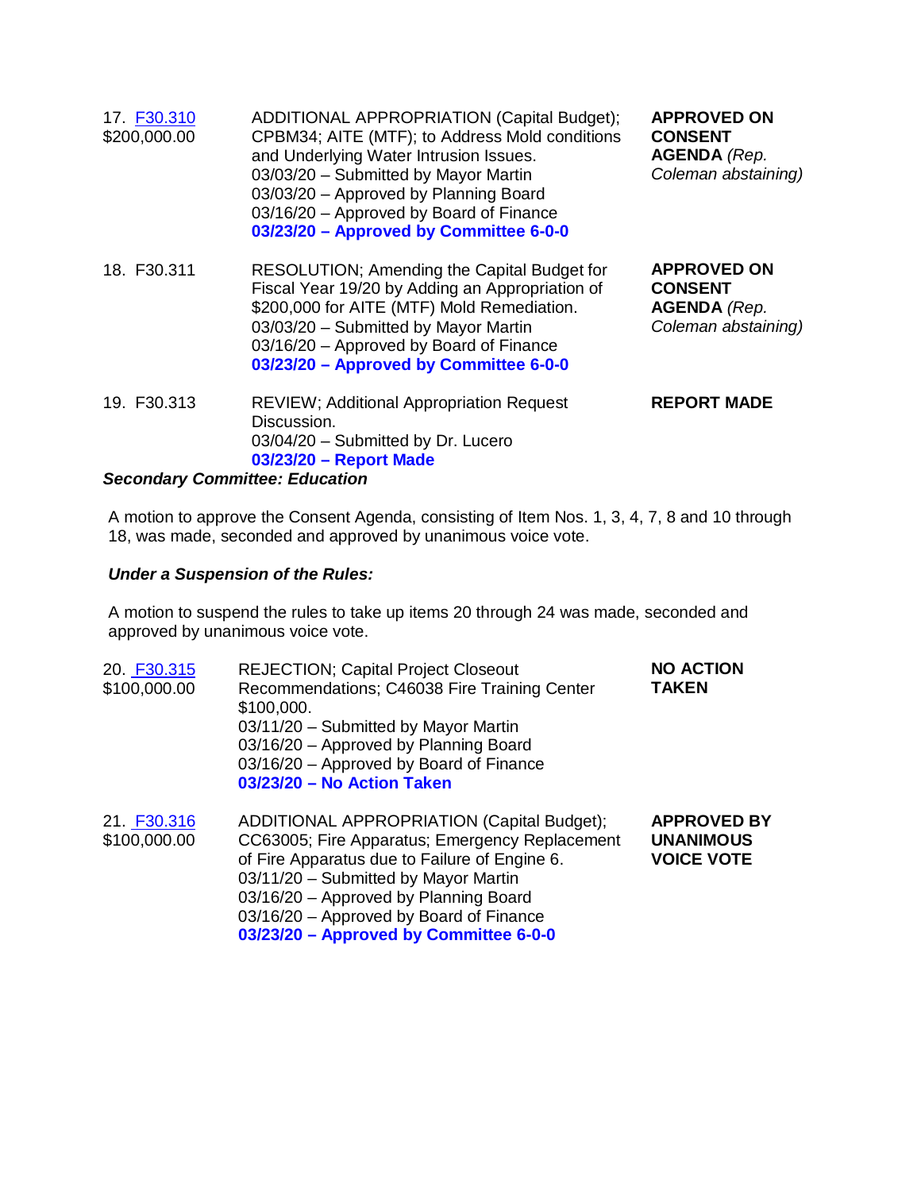| | | |
|---|---|---|
| 17. [F30.310](F30.310)<br>$200,000.00 | ADDITIONAL APPROPRIATION (Capital Budget); CPBM34; AITE (MTF); to Address Mold conditions and Underlying Water Intrusion Issues.<br>03/03/20 – Submitted by Mayor Martin<br>03/03/20 – Approved by Planning Board<br>03/16/20 – Approved by Board of Finance<br>**03/23/20 – Approved by Committee 6-0-0** | **APPROVED ON CONSENT AGENDA** *(Rep. Coleman abstaining)* |
| 18. F30.311 | RESOLUTION; Amending the Capital Budget for Fiscal Year 19/20 by Adding an Appropriation of $200,000 for AITE (MTF) Mold Remediation.<br>03/03/20 – Submitted by Mayor Martin<br>03/16/20 – Approved by Board of Finance<br>**03/23/20 – Approved by Committee 6-0-0** | **APPROVED ON CONSENT AGENDA** *(Rep. Coleman abstaining)* |
| 19. F30.313 | REVIEW; Additional Appropriation Request Discussion.<br>03/04/20 – Submitted by Dr. Lucero<br>**03/23/20 – Report Made** | **REPORT MADE** |

***Secondary Committee: Education***

A motion to approve the Consent Agenda, consisting of Item Nos. 1, 3, 4, 7, 8 and 10 through 18, was made, seconded and approved by unanimous voice vote.

***Under a Suspension of the Rules:***

A motion to suspend the rules to take up items 20 through 24 was made, seconded and approved by unanimous voice vote.

| | | |
|---|---|---|
| 20. [F30.315](F30.315)<br>$100,000.00 | REJECTION; Capital Project Closeout Recommendations; C46038 Fire Training Center $100,000.<br>03/11/20 – Submitted by Mayor Martin<br>03/16/20 – Approved by Planning Board<br>03/16/20 – Approved by Board of Finance<br>**03/23/20 – No Action Taken** | **NO ACTION TAKEN** |
| 21. [F30.316](F30.316)<br>$100,000.00 | ADDITIONAL APPROPRIATION (Capital Budget); CC63005; Fire Apparatus; Emergency Replacement of Fire Apparatus due to Failure of Engine 6.<br>03/11/20 – Submitted by Mayor Martin<br>03/16/20 – Approved by Planning Board<br>03/16/20 – Approved by Board of Finance<br>**03/23/20 – Approved by Committee 6-0-0** | **APPROVED BY UNANIMOUS VOICE VOTE** |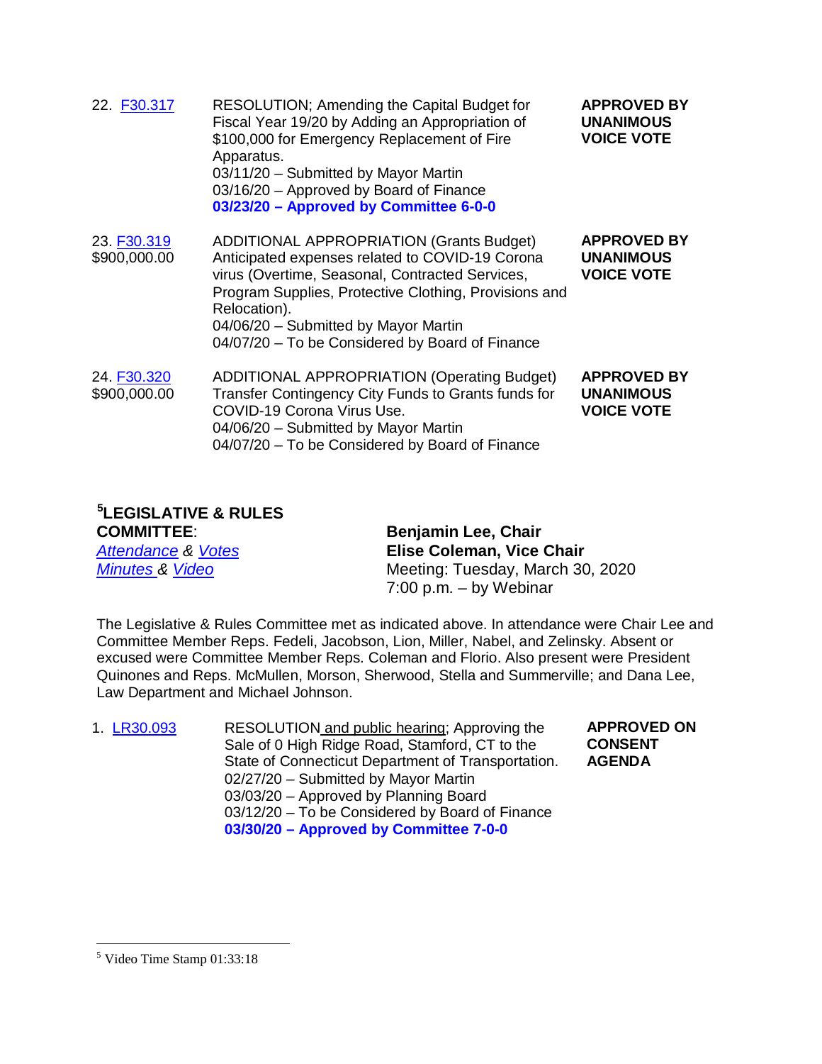22. F30.317

RESOLUTION; Amending the Capital Budget for Fiscal Year 19/20 by Adding an Appropriation of $100,000 for Emergency Replacement of Fire Apparatus.
03/11/20 – Submitted by Mayor Martin
03/16/20 – Approved by Board of Finance
**03/23/20 – Approved by Committee 6-0-0**

**APPROVED BY UNANIMOUS VOICE VOTE**

23. F30.319
$900,000.00

ADDITIONAL APPROPRIATION (Grants Budget) Anticipated expenses related to COVID-19 Corona virus (Overtime, Seasonal, Contracted Services, Program Supplies, Protective Clothing, Provisions and Relocation).
04/06/20 – Submitted by Mayor Martin
04/07/20 – To be Considered by Board of Finance

**APPROVED BY UNANIMOUS VOICE VOTE**

24. F30.320
$900,000.00

ADDITIONAL APPROPRIATION (Operating Budget) Transfer Contingency City Funds to Grants funds for COVID-19 Corona Virus Use.
04/06/20 – Submitted by Mayor Martin
04/07/20 – To be Considered by Board of Finance

**APPROVED BY UNANIMOUS VOICE VOTE**

## [5]LEGISLATIVE & RULES COMMITTEE:

*Attendance* & *Votes*
*Minutes* & *Video*

**Benjamin Lee, Chair**
**Elise Coleman, Vice Chair**
Meeting: Tuesday, March 30, 2020
7:00 p.m. – by Webinar

The Legislative & Rules Committee met as indicated above. In attendance were Chair Lee and Committee Member Reps. Fedeli, Jacobson, Lion, Miller, Nabel, and Zelinsky. Absent or excused were Committee Member Reps. Coleman and Florio. Also present were President Quinones and Reps. McMullen, Morson, Sherwood, Stella and Summerville; and Dana Lee, Law Department and Michael Johnson.

1. LR30.093

RESOLUTION and public hearing; Approving the Sale of 0 High Ridge Road, Stamford, CT to the State of Connecticut Department of Transportation.
02/27/20 – Submitted by Mayor Martin
03/03/20 – Approved by Planning Board
03/12/20 – To be Considered by Board of Finance
**03/30/20 – Approved by Committee 7-0-0**

**APPROVED ON CONSENT AGENDA**

---

[5] Video Time Stamp 01:33:18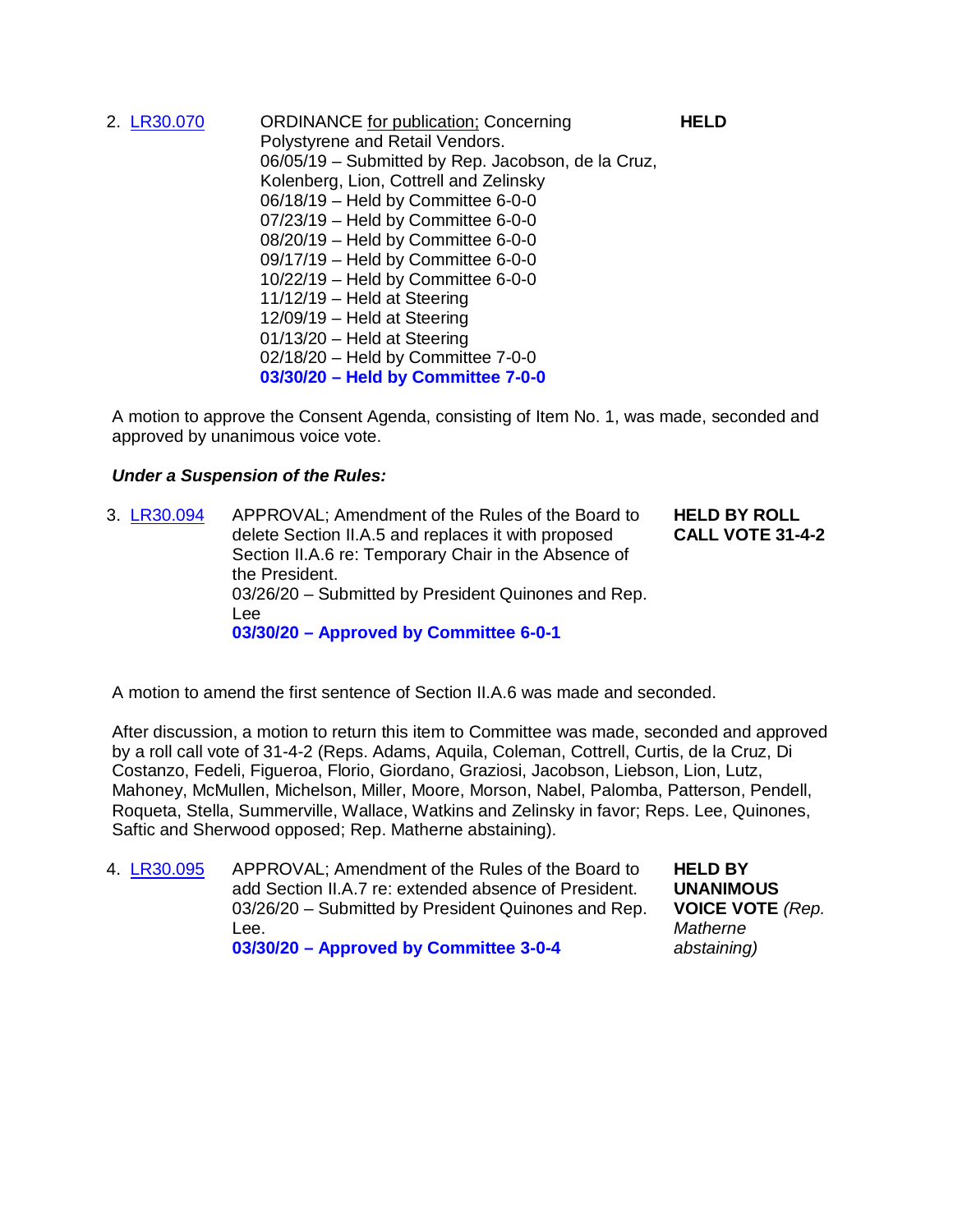2. [LR30.070] ORDINANCE <u>for publication;</u> Concerning Polystyrene and Retail Vendors. — **HELD**

   06/05/19 – Submitted by Rep. Jacobson, de la Cruz, Kolenberg, Lion, Cottrell and Zelinsky
   06/18/19 – Held by Committee 6-0-0
   07/23/19 – Held by Committee 6-0-0
   08/20/19 – Held by Committee 6-0-0
   09/17/19 – Held by Committee 6-0-0
   10/22/19 – Held by Committee 6-0-0
   11/12/19 – Held at Steering
   12/09/19 – Held at Steering
   01/13/20 – Held at Steering
   02/18/20 – Held by Committee 7-0-0
   **03/30/20 – Held by Committee 7-0-0**

A motion to approve the Consent Agenda, consisting of Item No. 1, was made, seconded and approved by unanimous voice vote.

***Under a Suspension of the Rules:***

3. [LR30.094] APPROVAL; Amendment of the Rules of the Board to delete Section II.A.5 and replaces it with proposed Section II.A.6 re: Temporary Chair in the Absence of the President. — **HELD BY ROLL CALL VOTE 31-4-2**

   03/26/20 – Submitted by President Quinones and Rep. Lee
   **03/30/20 – Approved by Committee 6-0-1**

A motion to amend the first sentence of Section II.A.6 was made and seconded.

After discussion, a motion to return this item to Committee was made, seconded and approved by a roll call vote of 31-4-2 (Reps. Adams, Aquila, Coleman, Cottrell, Curtis, de la Cruz, Di Costanzo, Fedeli, Figueroa, Florio, Giordano, Graziosi, Jacobson, Liebson, Lion, Lutz, Mahoney, McMullen, Michelson, Miller, Moore, Morson, Nabel, Palomba, Patterson, Pendell, Roqueta, Stella, Summerville, Wallace, Watkins and Zelinsky in favor; Reps. Lee, Quinones, Saftic and Sherwood opposed; Rep. Matherne abstaining).

4. [LR30.095] APPROVAL; Amendment of the Rules of the Board to add Section II.A.7 re: extended absence of President. — **HELD BY UNANIMOUS VOICE VOTE** *(Rep. Matherne abstaining)*

   03/26/20 – Submitted by President Quinones and Rep. Lee.
   **03/30/20 – Approved by Committee 3-0-4**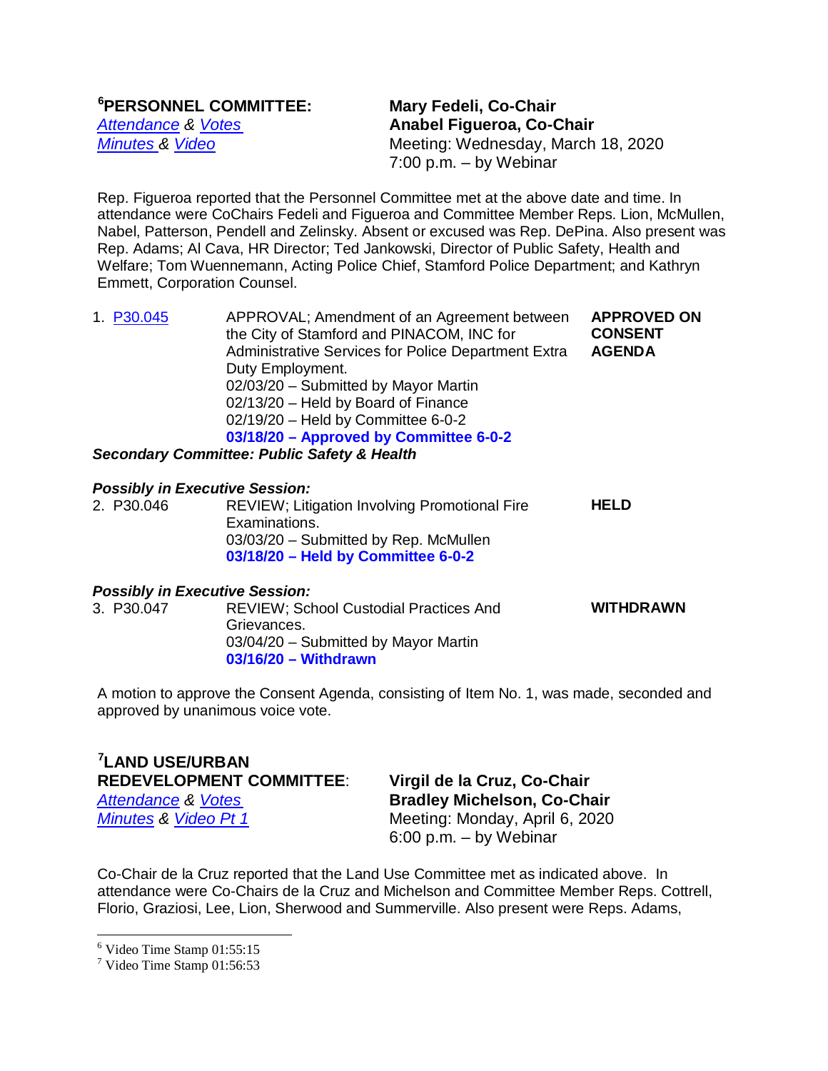## [6]PERSONNEL COMMITTEE:

Attendance & Votes
Minutes & Video

**Mary Fedeli, Co-Chair**
**Anabel Figueroa, Co-Chair**
Meeting: Wednesday, March 18, 2020
7:00 p.m. – by Webinar

Rep. Figueroa reported that the Personnel Committee met at the above date and time. In attendance were CoChairs Fedeli and Figueroa and Committee Member Reps. Lion, McMullen, Nabel, Patterson, Pendell and Zelinsky. Absent or excused was Rep. DePina. Also present was Rep. Adams; Al Cava, HR Director; Ted Jankowski, Director of Public Safety, Health and Welfare; Tom Wuennemann, Acting Police Chief, Stamford Police Department; and Kathryn Emmett, Corporation Counsel.

1. P30.045 — APPROVAL; Amendment of an Agreement between the City of Stamford and PINACOM, INC for Administrative Services for Police Department Extra Duty Employment. — **APPROVED ON CONSENT AGENDA**
   02/03/20 – Submitted by Mayor Martin
   02/13/20 – Held by Board of Finance
   02/19/20 – Held by Committee 6-0-2
   **03/18/20 – Approved by Committee 6-0-2**

***Secondary Committee: Public Safety & Health***

***Possibly in Executive Session:***

2. P30.046 — REVIEW; Litigation Involving Promotional Fire Examinations. — **HELD**
   03/03/20 – Submitted by Rep. McMullen
   **03/18/20 – Held by Committee 6-0-2**

***Possibly in Executive Session:***

3. P30.047 — REVIEW; School Custodial Practices And Grievances. — **WITHDRAWN**
   03/04/20 – Submitted by Mayor Martin
   **03/16/20 – Withdrawn**

A motion to approve the Consent Agenda, consisting of Item No. 1, was made, seconded and approved by unanimous voice vote.

## [7]LAND USE/URBAN REDEVELOPMENT COMMITTEE:

Attendance & Votes
Minutes & Video Pt 1

**Virgil de la Cruz, Co-Chair**
**Bradley Michelson, Co-Chair**
Meeting: Monday, April 6, 2020
6:00 p.m. – by Webinar

Co-Chair de la Cruz reported that the Land Use Committee met as indicated above. In attendance were Co-Chairs de la Cruz and Michelson and Committee Member Reps. Cottrell, Florio, Graziosi, Lee, Lion, Sherwood and Summerville. Also present were Reps. Adams,

---

[6] Video Time Stamp 01:55:15
[7] Video Time Stamp 01:56:53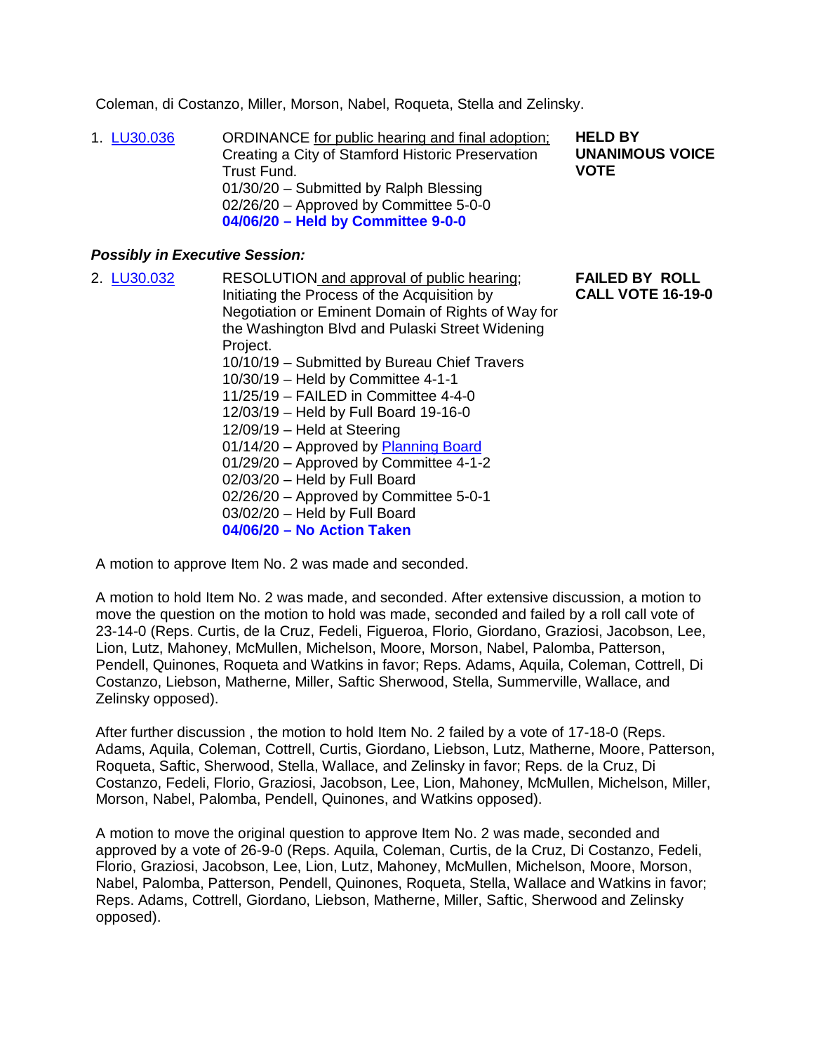Coleman, di Costanzo, Miller, Morson, Nabel, Roqueta, Stella and Zelinsky.

1. LU30.036 — ORDINANCE for public hearing and final adoption; Creating a City of Stamford Historic Preservation Trust Fund. — **HELD BY UNANIMOUS VOICE VOTE**
   - 01/30/20 – Submitted by Ralph Blessing
   - 02/26/20 – Approved by Committee 5-0-0
   - **04/06/20 – Held by Committee 9-0-0**

***Possibly in Executive Session:***

2. LU30.032 — RESOLUTION and approval of public hearing; Initiating the Process of the Acquisition by Negotiation or Eminent Domain of Rights of Way for the Washington Blvd and Pulaski Street Widening Project. — **FAILED BY ROLL CALL VOTE 16-19-0**
   - 10/10/19 – Submitted by Bureau Chief Travers
   - 10/30/19 – Held by Committee 4-1-1
   - 11/25/19 – FAILED in Committee 4-4-0
   - 12/03/19 – Held by Full Board 19-16-0
   - 12/09/19 – Held at Steering
   - 01/14/20 – Approved by Planning Board
   - 01/29/20 – Approved by Committee 4-1-2
   - 02/03/20 – Held by Full Board
   - 02/26/20 – Approved by Committee 5-0-1
   - 03/02/20 – Held by Full Board
   - **04/06/20 – No Action Taken**

A motion to approve Item No. 2 was made and seconded.

A motion to hold Item No. 2 was made, and seconded. After extensive discussion, a motion to move the question on the motion to hold was made, seconded and failed by a roll call vote of 23-14-0 (Reps. Curtis, de la Cruz, Fedeli, Figueroa, Florio, Giordano, Graziosi, Jacobson, Lee, Lion, Lutz, Mahoney, McMullen, Michelson, Moore, Morson, Nabel, Palomba, Patterson, Pendell, Quinones, Roqueta and Watkins in favor; Reps. Adams, Aquila, Coleman, Cottrell, Di Costanzo, Liebson, Matherne, Miller, Saftic Sherwood, Stella, Summerville, Wallace, and Zelinsky opposed).

After further discussion , the motion to hold Item No. 2 failed by a vote of 17-18-0 (Reps. Adams, Aquila, Coleman, Cottrell, Curtis, Giordano, Liebson, Lutz, Matherne, Moore, Patterson, Roqueta, Saftic, Sherwood, Stella, Wallace, and Zelinsky in favor; Reps. de la Cruz, Di Costanzo, Fedeli, Florio, Graziosi, Jacobson, Lee, Lion, Mahoney, McMullen, Michelson, Miller, Morson, Nabel, Palomba, Pendell, Quinones, and Watkins opposed).

A motion to move the original question to approve Item No. 2 was made, seconded and approved by a vote of 26-9-0 (Reps. Aquila, Coleman, Curtis, de la Cruz, Di Costanzo, Fedeli, Florio, Graziosi, Jacobson, Lee, Lion, Lutz, Mahoney, McMullen, Michelson, Moore, Morson, Nabel, Palomba, Patterson, Pendell, Quinones, Roqueta, Stella, Wallace and Watkins in favor; Reps. Adams, Cottrell, Giordano, Liebson, Matherne, Miller, Saftic, Sherwood and Zelinsky opposed).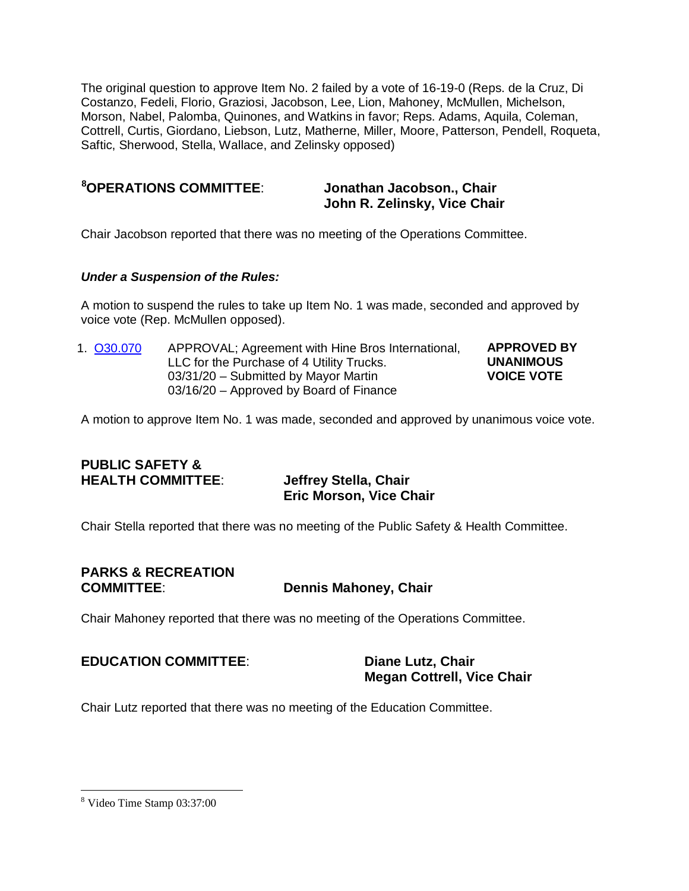The original question to approve Item No. 2 failed by a vote of 16-19-0 (Reps. de la Cruz, Di Costanzo, Fedeli, Florio, Graziosi, Jacobson, Lee, Lion, Mahoney, McMullen, Michelson, Morson, Nabel, Palomba, Quinones, and Watkins in favor; Reps. Adams, Aquila, Coleman, Cottrell, Curtis, Giordano, Liebson, Lutz, Matherne, Miller, Moore, Patterson, Pendell, Roqueta, Saftic, Sherwood, Stella, Wallace, and Zelinsky opposed)

**[8]OPERATIONS COMMITTEE**: **Jonathan Jacobson., Chair**
**John R. Zelinsky, Vice Chair**

Chair Jacobson reported that there was no meeting of the Operations Committee.

***Under a Suspension of the Rules:***

A motion to suspend the rules to take up Item No. 1 was made, seconded and approved by voice vote (Rep. McMullen opposed).

| | | |
|---|---|---|
| 1. O30.070 | APPROVAL; Agreement with Hine Bros International, LLC for the Purchase of 4 Utility Trucks.<br>03/31/20 – Submitted by Mayor Martin<br>03/16/20 – Approved by Board of Finance | **APPROVED BY UNANIMOUS VOICE VOTE** |

A motion to approve Item No. 1 was made, seconded and approved by unanimous voice vote.

**PUBLIC SAFETY & HEALTH COMMITTEE**: **Jeffrey Stella, Chair**
**Eric Morson, Vice Chair**

Chair Stella reported that there was no meeting of the Public Safety & Health Committee.

**PARKS & RECREATION COMMITTEE**: **Dennis Mahoney, Chair**

Chair Mahoney reported that there was no meeting of the Operations Committee.

**EDUCATION COMMITTEE**: **Diane Lutz, Chair**
**Megan Cottrell, Vice Chair**

Chair Lutz reported that there was no meeting of the Education Committee.

---

[8] Video Time Stamp 03:37:00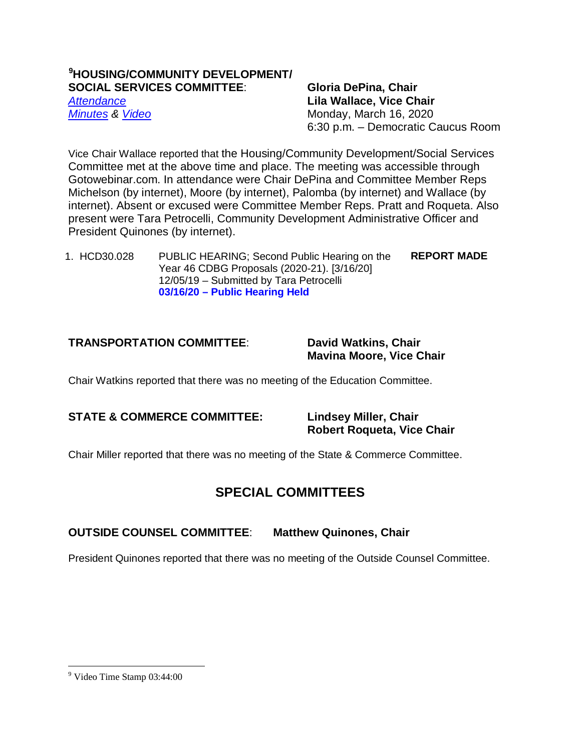**HOUSING/COMMUNITY DEVELOPMENT/ SOCIAL SERVICES COMMITTEE**:[9]

*Attendance*
*Minutes & Video*

**Gloria DePina, Chair**
**Lila Wallace, Vice Chair**
Monday, March 16, 2020
6:30 p.m. – Democratic Caucus Room

Vice Chair Wallace reported that the Housing/Community Development/Social Services Committee met at the above time and place. The meeting was accessible through Gotowebinar.com. In attendance were Chair DePina and Committee Member Reps Michelson (by internet), Moore (by internet), Palomba (by internet) and Wallace (by internet). Absent or excused were Committee Member Reps. Pratt and Roqueta. Also present were Tara Petrocelli, Community Development Administrative Officer and President Quinones (by internet).

1. HCD30.028 PUBLIC HEARING; Second Public Hearing on the Year 46 CDBG Proposals (2020-21). [3/16/20] 12/05/19 – Submitted by Tara Petrocelli **03/16/20 – Public Hearing Held** — **REPORT MADE**

**TRANSPORTATION COMMITTEE**: **David Watkins, Chair** / **Mavina Moore, Vice Chair**

Chair Watkins reported that there was no meeting of the Education Committee.

**STATE & COMMERCE COMMITTEE:** **Lindsey Miller, Chair** / **Robert Roqueta, Vice Chair**

Chair Miller reported that there was no meeting of the State & Commerce Committee.

## SPECIAL COMMITTEES

**OUTSIDE COUNSEL COMMITTEE**: **Matthew Quinones, Chair**

President Quinones reported that there was no meeting of the Outside Counsel Committee.

---

[9] Video Time Stamp 03:44:00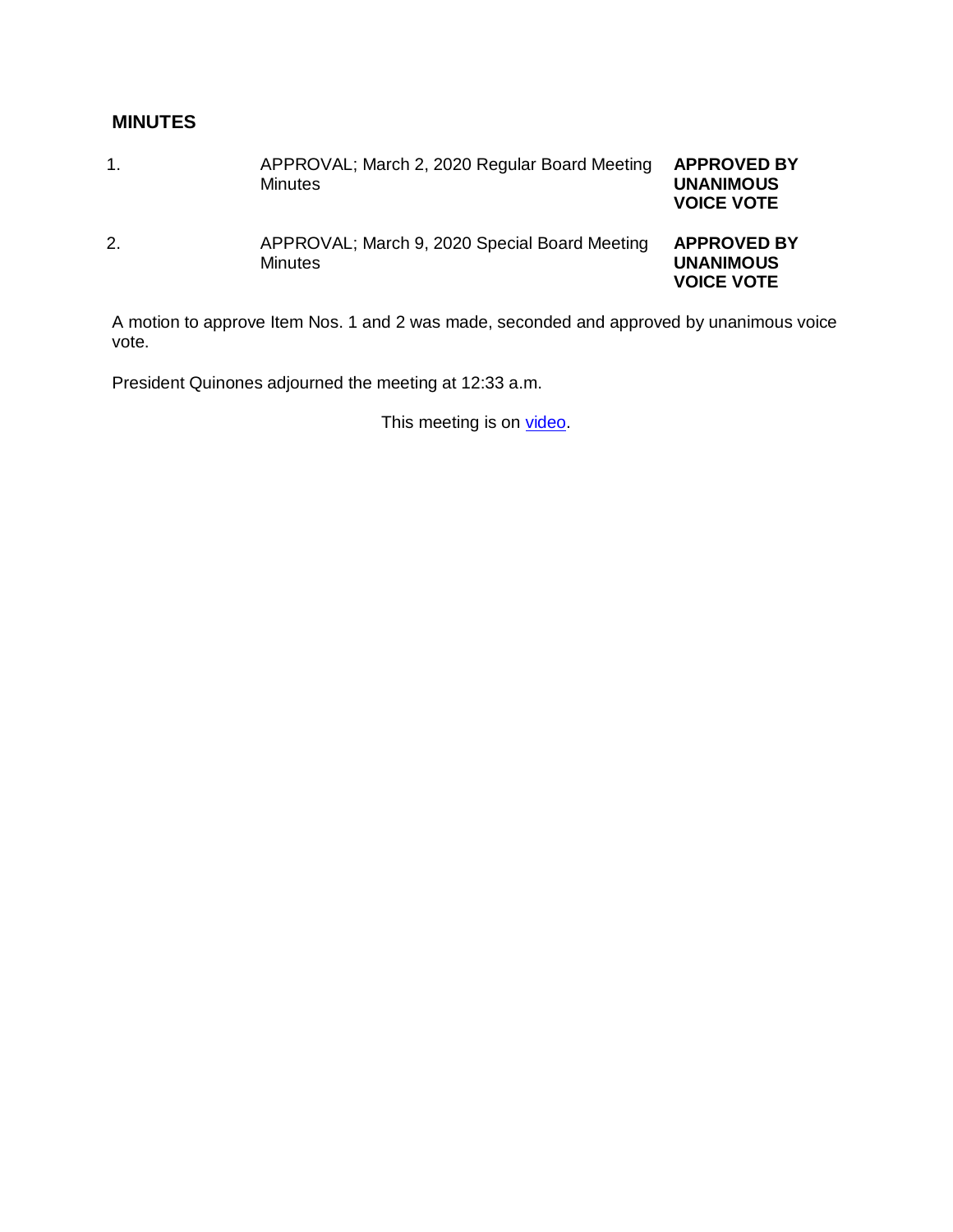## MINUTES

| | | |
|---|---|---|
| 1. | APPROVAL; March 2, 2020 Regular Board Meeting Minutes | **APPROVED BY UNANIMOUS VOICE VOTE** |
| 2. | APPROVAL; March 9, 2020 Special Board Meeting Minutes | **APPROVED BY UNANIMOUS VOICE VOTE** |

A motion to approve Item Nos. 1 and 2 was made, seconded and approved by unanimous voice vote.

President Quinones adjourned the meeting at 12:33 a.m.

This meeting is on video.